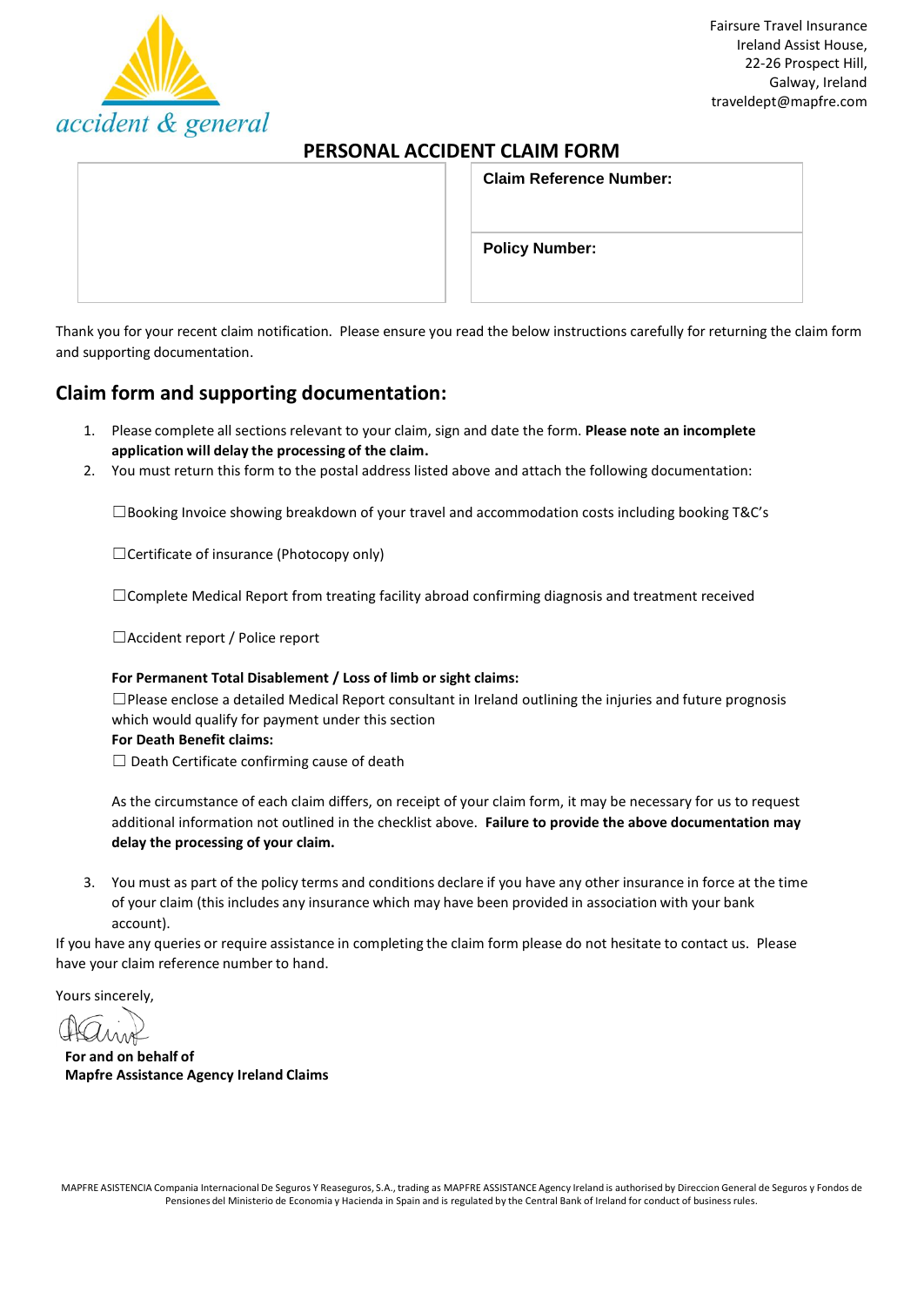accident & general

Fairsure Travel Insurance
Ireland Assist House,
22-26 Prospect Hill,
Galway, Ireland
traveldept@mapfre.com

# PERSONAL ACCIDENT CLAIM FORM

| | |
|---|---|
| | **Claim Reference Number:** |
| | **Policy Number:** |

Thank you for your recent claim notification. Please ensure you read the below instructions carefully for returning the claim form and supporting documentation.

## Claim form and supporting documentation:

1. Please complete all sections relevant to your claim, sign and date the form. **Please note an incomplete application will delay the processing of the claim.**
2. You must return this form to the postal address listed above and attach the following documentation:

   ☐Booking Invoice showing breakdown of your travel and accommodation costs including booking T&C's

   ☐Certificate of insurance (Photocopy only)

   ☐Complete Medical Report from treating facility abroad confirming diagnosis and treatment received

   ☐Accident report / Police report

   **For Permanent Total Disablement / Loss of limb or sight claims:**
   ☐Please enclose a detailed Medical Report consultant in Ireland outlining the injuries and future prognosis which would qualify for payment under this section
   **For Death Benefit claims:**
   ☐ Death Certificate confirming cause of death

   As the circumstance of each claim differs, on receipt of your claim form, it may be necessary for us to request additional information not outlined in the checklist above. **Failure to provide the above documentation may delay the processing of your claim.**

3. You must as part of the policy terms and conditions declare if you have any other insurance in force at the time of your claim (this includes any insurance which may have been provided in association with your bank account).

If you have any queries or require assistance in completing the claim form please do not hesitate to contact us. Please have your claim reference number to hand.

Yours sincerely,

**For and on behalf of**
**Mapfre Assistance Agency Ireland Claims**

MAPFRE ASISTENCIA Compania Internacional De Seguros Y Reaseguros, S.A., trading as MAPFRE ASSISTANCE Agency Ireland is authorised by Direccion General de Seguros y Fondos de Pensiones del Ministerio de Economia y Hacienda in Spain and is regulated by the Central Bank of Ireland for conduct of business rules.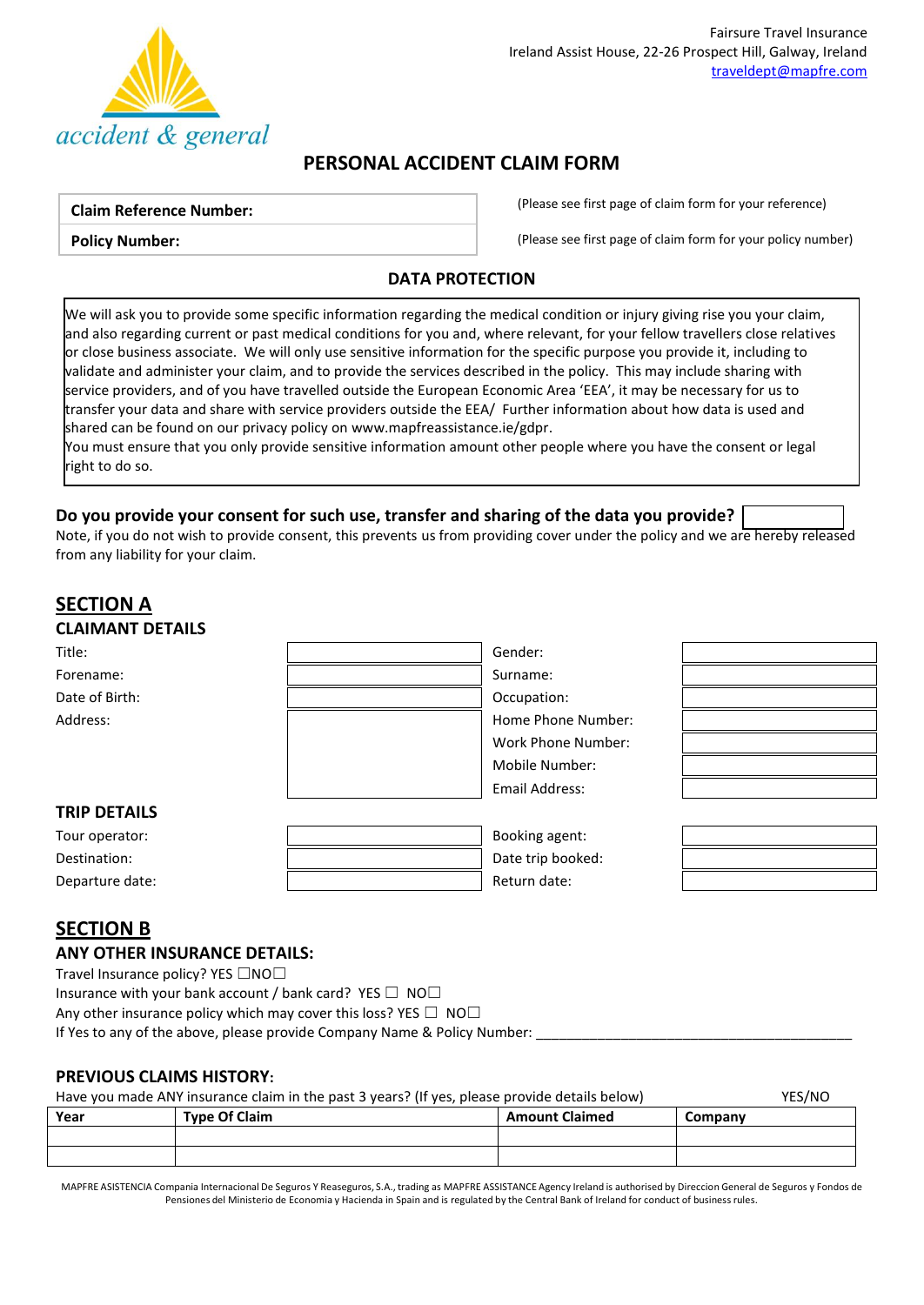Fairsure Travel Insurance
Ireland Assist House, 22-26 Prospect Hill, Galway, Ireland
traveldept@mapfre.com

accident & general

# PERSONAL ACCIDENT CLAIM FORM

| Claim Reference Number: | (Please see first page of claim form for your reference) |
|---|---|
| **Policy Number:** | (Please see first page of claim form for your policy number) |

## DATA PROTECTION

We will ask you to provide some specific information regarding the medical condition or injury giving rise you your claim, and also regarding current or past medical conditions for you and, where relevant, for your fellow travellers close relatives or close business associate. We will only use sensitive information for the specific purpose you provide it, including to validate and administer your claim, and to provide the services described in the policy. This may include sharing with service providers, and of you have travelled outside the European Economic Area 'EEA', it may be necessary for us to transfer your data and share with service providers outside the EEA/ Further information about how data is used and shared can be found on our privacy policy on www.mapfreassistance.ie/gdpr.
You must ensure that you only provide sensitive information amount other people where you have the consent or legal right to do so.

**Do you provide your consent for such use, transfer and sharing of the data you provide?** ____

Note, if you do not wish to provide consent, this prevents us from providing cover under the policy and we are hereby released from any liability for your claim.

## SECTION A

### CLAIMANT DETAILS

| | | | |
|---|---|---|---|
| Title: | | Gender: | |
| Forename: | | Surname: | |
| Date of Birth: | | Occupation: | |
| Address: | | Home Phone Number: | |
| | | Work Phone Number: | |
| | | Mobile Number: | |
| | | Email Address: | |

### TRIP DETAILS

| | | | |
|---|---|---|---|
| Tour operator: | | Booking agent: | |
| Destination: | | Date trip booked: | |
| Departure date: | | Return date: | |

## SECTION B

### ANY OTHER INSURANCE DETAILS:

Travel Insurance policy? YES ☐NO☐
Insurance with your bank account / bank card? YES ☐ NO☐
Any other insurance policy which may cover this loss? YES ☐ NO☐
If Yes to any of the above, please provide Company Name & Policy Number: ____________________________________________

### PREVIOUS CLAIMS HISTORY:

Have you made ANY insurance claim in the past 3 years? (If yes, please provide details below) YES/NO

| Year | Type Of Claim | Amount Claimed | Company |
|---|---|---|---|
| | | | |
| | | | |

MAPFRE ASISTENCIA Compania Internacional De Seguros Y Reaseguros, S.A., trading as MAPFRE ASSISTANCE Agency Ireland is authorised by Direccion General de Seguros y Fondos de Pensiones del Ministerio de Economia y Hacienda in Spain and is regulated by the Central Bank of Ireland for conduct of business rules.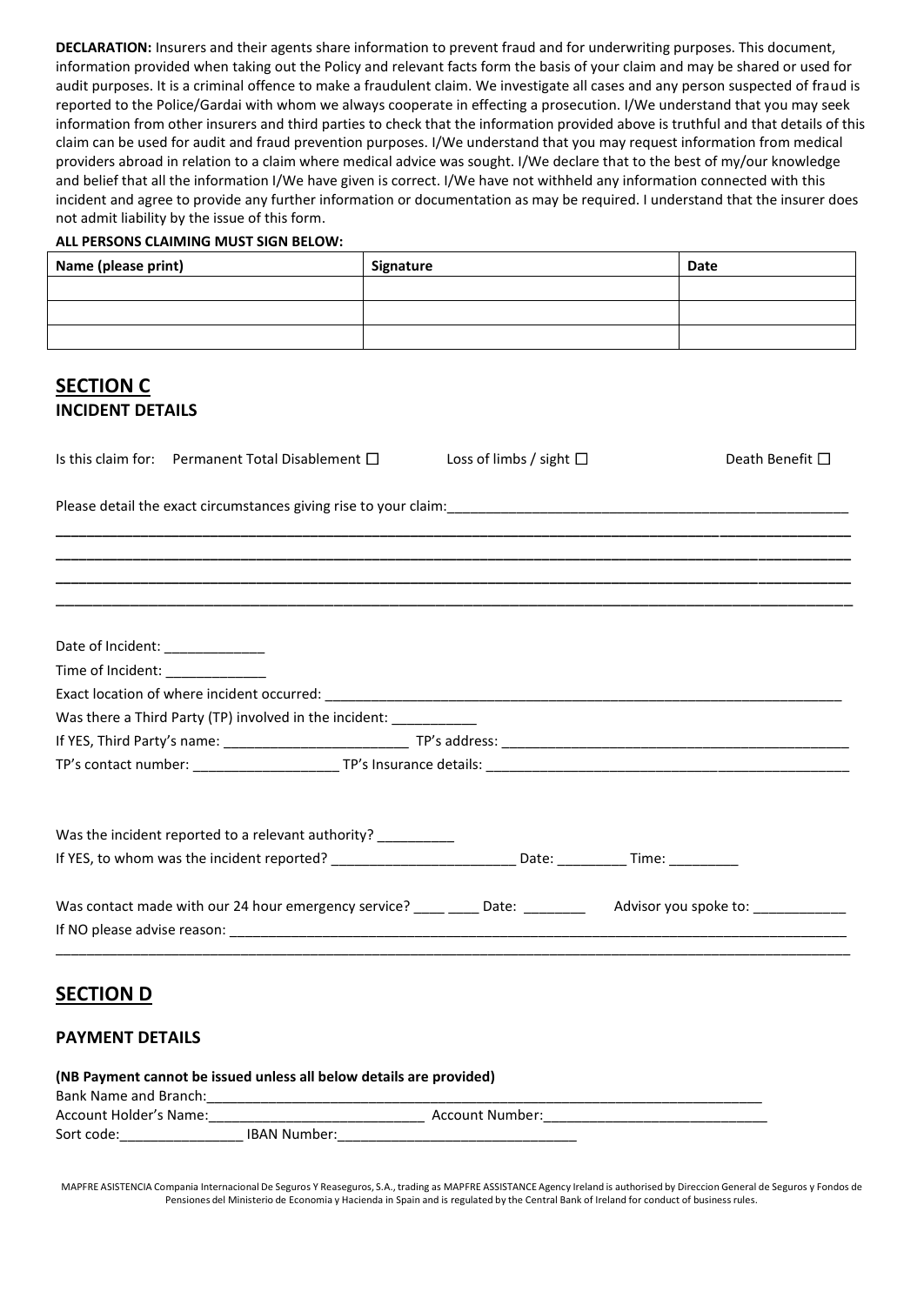**DECLARATION:** Insurers and their agents share information to prevent fraud and for underwriting purposes. This document, information provided when taking out the Policy and relevant facts form the basis of your claim and may be shared or used for audit purposes. It is a criminal offence to make a fraudulent claim. We investigate all cases and any person suspected of fraud is reported to the Police/Gardai with whom we always cooperate in effecting a prosecution. I/We understand that you may seek information from other insurers and third parties to check that the information provided above is truthful and that details of this claim can be used for audit and fraud prevention purposes. I/We understand that you may request information from medical providers abroad in relation to a claim where medical advice was sought. I/We declare that to the best of my/our knowledge and belief that all the information I/We have given is correct. I/We have not withheld any information connected with this incident and agree to provide any further information or documentation as may be required. I understand that the insurer does not admit liability by the issue of this form.

**ALL PERSONS CLAIMING MUST SIGN BELOW:**

| Name (please print) | Signature | Date |
|---|---|---|
| | | |
| | | |
| | | |

## SECTION C

### INCIDENT DETAILS

Is this claim for: Permanent Total Disablement ☐ Loss of limbs / sight ☐ Death Benefit ☐

Please detail the exact circumstances giving rise to your claim:_____________________________________________

_____________________________________________________________________________________________

_____________________________________________________________________________________________

_____________________________________________________________________________________________

_____________________________________________________________________________________________

Date of Incident: _____________

Time of Incident: _____________

Exact location of where incident occurred: _____________________________________________

Was there a Third Party (TP) involved in the incident: ___________

If YES, Third Party's name: _______________________ TP's address: _____________________________________________

TP's contact number: __________________ TP's Insurance details: _____________________________________________

Was the incident reported to a relevant authority? __________

If YES, to whom was the incident reported? _______________________ Date: _________ Time: _________

Was contact made with our 24 hour emergency service? ____ ____ Date: ________ Advisor you spoke to: ____________

If NO please advise reason: _____________________________________________

_____________________________________________________________________________________________

## SECTION D

### PAYMENT DETAILS

**(NB Payment cannot be issued unless all below details are provided)**

Bank Name and Branch:_____________________________________________

Account Holder's Name:___________________________ Account Number:_____________________________

Sort code:________________ IBAN Number:_______________________________

MAPFRE ASISTENCIA Compania Internacional De Seguros Y Reaseguros, S.A., trading as MAPFRE ASSISTANCE Agency Ireland is authorised by Direccion General de Seguros y Fondos de Pensiones del Ministerio de Economia y Hacienda in Spain and is regulated by the Central Bank of Ireland for conduct of business rules.